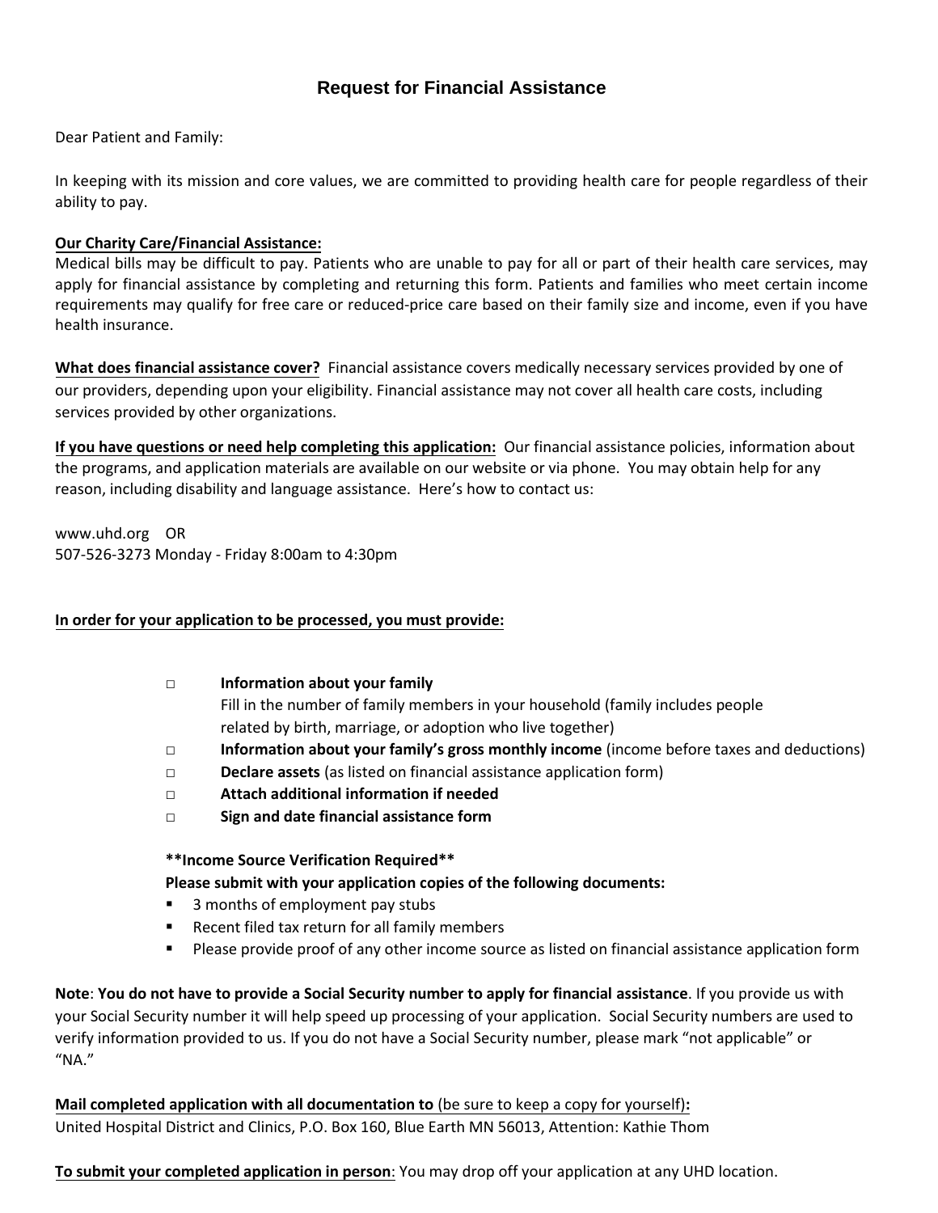# Request for Financial Assistance

Dear Patient and Family:

In keeping with its mission and core values, we are committed to providing health care for people regardless of their ability to pay.

**Our Charity Care/Financial Assistance:**

Medical bills may be difficult to pay. Patients who are unable to pay for all or part of their health care services, may apply for financial assistance by completing and returning this form. Patients and families who meet certain income requirements may qualify for free care or reduced-price care based on their family size and income, even if you have health insurance.

**What does financial assistance cover?** Financial assistance covers medically necessary services provided by one of our providers, depending upon your eligibility. Financial assistance may not cover all health care costs, including services provided by other organizations.

**If you have questions or need help completing this application:** Our financial assistance policies, information about the programs, and application materials are available on our website or via phone. You may obtain help for any reason, including disability and language assistance. Here's how to contact us:

www.uhd.org OR
507-526-3273 Monday - Friday 8:00am to 4:30pm

**In order for your application to be processed, you must provide:**

- □ **Information about your family**
  Fill in the number of family members in your household (family includes people related by birth, marriage, or adoption who live together)
- □ **Information about your family's gross monthly income** (income before taxes and deductions)
- □ **Declare assets** (as listed on financial assistance application form)
- □ **Attach additional information if needed**
- □ **Sign and date financial assistance form**

**\*\*Income Source Verification Required\*\***
**Please submit with your application copies of the following documents:**

- 3 months of employment pay stubs
- Recent filed tax return for all family members
- Please provide proof of any other income source as listed on financial assistance application form

**Note**: **You do not have to provide a Social Security number to apply for financial assistance**. If you provide us with your Social Security number it will help speed up processing of your application. Social Security numbers are used to verify information provided to us. If you do not have a Social Security number, please mark "not applicable" or "NA."

**Mail completed application with all documentation to** (be sure to keep a copy for yourself)**:**
United Hospital District and Clinics, P.O. Box 160, Blue Earth MN 56013, Attention: Kathie Thom

**To submit your completed application in person**: You may drop off your application at any UHD location.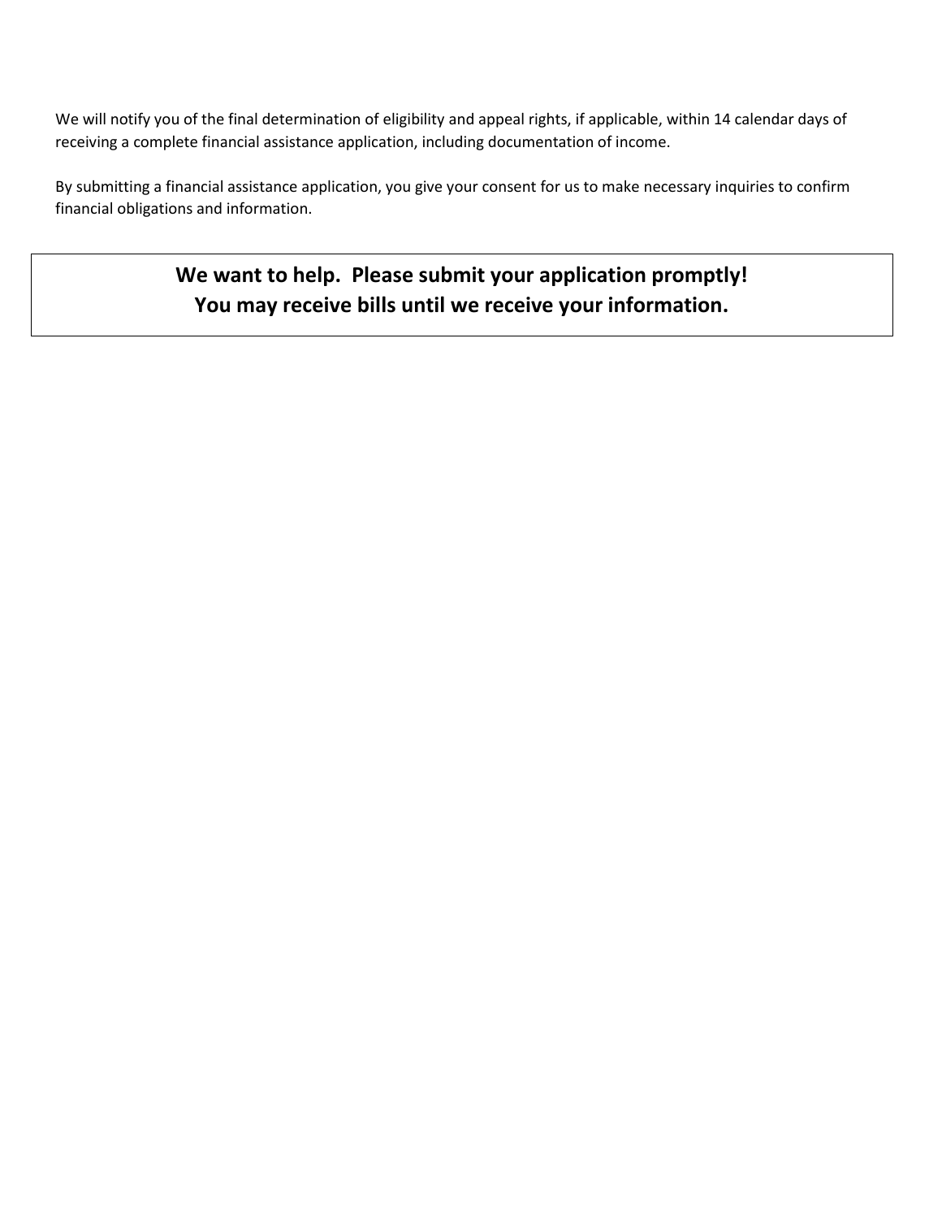We will notify you of the final determination of eligibility and appeal rights, if applicable, within 14 calendar days of receiving a complete financial assistance application, including documentation of income.

By submitting a financial assistance application, you give your consent for us to make necessary inquiries to confirm financial obligations and information.

**We want to help. Please submit your application promptly!**
**You may receive bills until we receive your information.**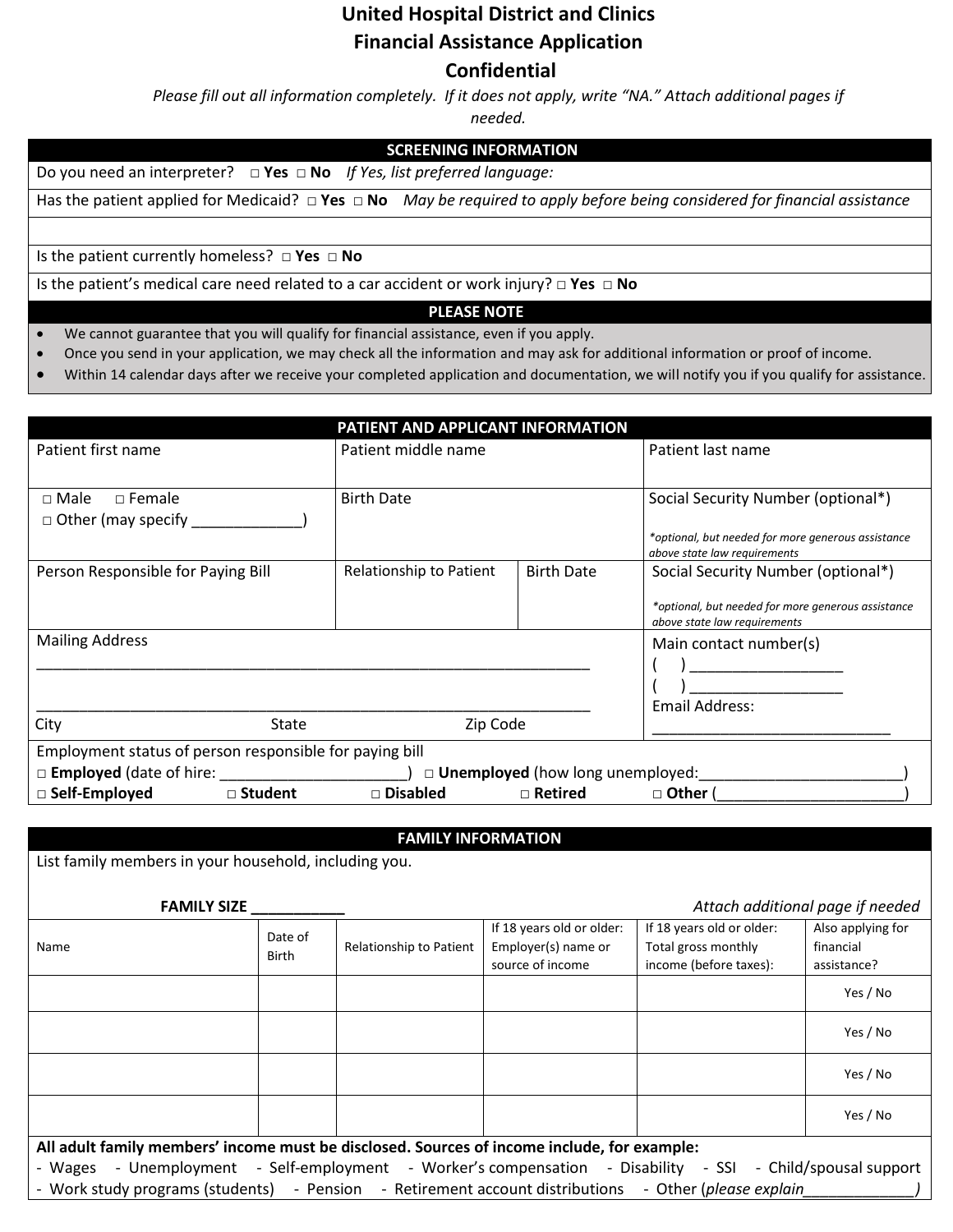# United Hospital District and Clinics
# Financial Assistance Application
# Confidential

*Please fill out all information completely. If it does not apply, write "NA." Attach additional pages if needed.*

## SCREENING INFORMATION

Do you need an interpreter? □ **Yes** □ **No** *If Yes, list preferred language:*

Has the patient applied for Medicaid? □ **Yes** □ **No** *May be required to apply before being considered for financial assistance*

Is the patient currently homeless? □ **Yes** □ **No**

Is the patient's medical care need related to a car accident or work injury? □ **Yes** □ **No**

## PLEASE NOTE

- We cannot guarantee that you will qualify for financial assistance, even if you apply.
- Once you send in your application, we may check all the information and may ask for additional information or proof of income.
- Within 14 calendar days after we receive your completed application and documentation, we will notify you if you qualify for assistance.

## PATIENT AND APPLICANT INFORMATION

| Patient first name | Patient middle name | | Patient last name |
|---|---|---|---|
| □ Male □ Female □ Other (may specify _____________) | Birth Date | | Social Security Number (optional*) *optional, but needed for more generous assistance above state law requirements |
| Person Responsible for Paying Bill | Relationship to Patient | Birth Date | Social Security Number (optional*) *optional, but needed for more generous assistance above state law requirements |

Mailing Address
_______________________________________________________________
_______________________________________________________________
City State Zip Code

Main contact number(s)
( ) _________________
( ) _________________
Email Address:
___________________________

Employment status of person responsible for paying bill
□ **Employed** (date of hire: _____________________) □ **Unemployed** (how long unemployed:________________________)
□ **Self-Employed** □ **Student** □ **Disabled** □ **Retired** □ **Other** (_____________________)

## FAMILY INFORMATION

List family members in your household, including you.

**FAMILY SIZE __________** *Attach additional page if needed*

| Name | Date of Birth | Relationship to Patient | If 18 years old or older: Employer(s) name or source of income | If 18 years old or older: Total gross monthly income (before taxes): | Also applying for financial assistance? |
|---|---|---|---|---|---|
| | | | | | Yes / No |
| | | | | | Yes / No |
| | | | | | Yes / No |
| | | | | | Yes / No |

**All adult family members' income must be disclosed. Sources of income include, for example:**
- Wages - Unemployment - Self-employment - Worker's compensation - Disability - SSI - Child/spousal support
- Work study programs (students) - Pension - Retirement account distributions - Other (*please explain_____________*)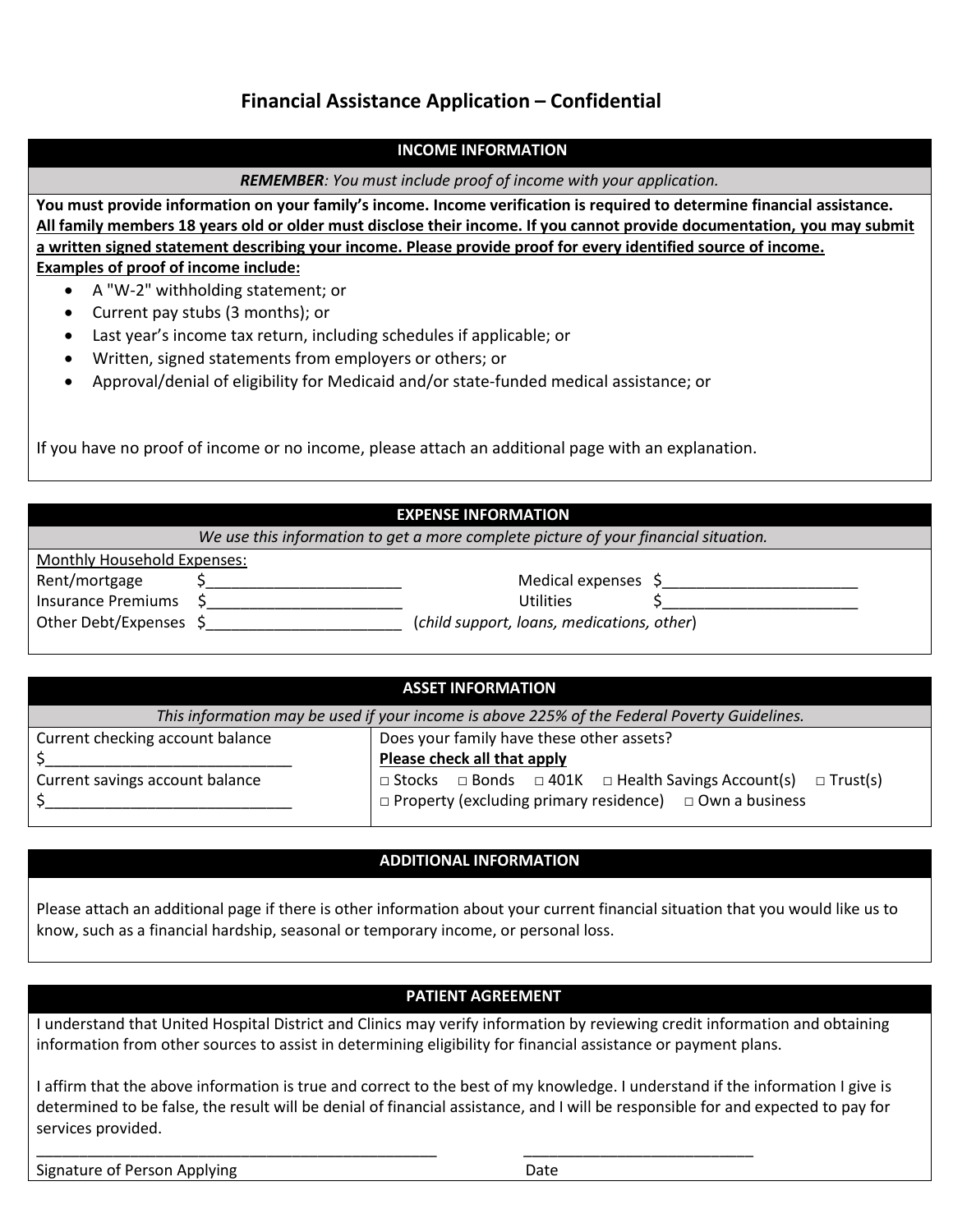# Financial Assistance Application – Confidential

## INCOME INFORMATION

***REMEMBER**: You must include proof of income with your application.*

**You must provide information on your family's income. Income verification is required to determine financial assistance.** **<u>All family members 18 years old or older must disclose their income. If you cannot provide documentation, you may submit a written signed statement describing your income. Please provide proof for every identified source of income.</u>**

**<u>Examples of proof of income include:</u>**

- A "W-2" withholding statement; or
- Current pay stubs (3 months); or
- Last year's income tax return, including schedules if applicable; or
- Written, signed statements from employers or others; or
- Approval/denial of eligibility for Medicaid and/or state-funded medical assistance; or

If you have no proof of income or no income, please attach an additional page with an explanation.

## EXPENSE INFORMATION

*We use this information to get a more complete picture of your financial situation.*

<u>Monthly Household Expenses:</u>

| | | | |
|---|---|---|---|
| Rent/mortgage | $_______________________ | Medical expenses | $_______________________ |
| Insurance Premiums | $_______________________ | Utilities | $_______________________ |
| Other Debt/Expenses | $_______________________ | (*child support, loans, medications, other*) | |

## ASSET INFORMATION

*This information may be used if your income is above 225% of the Federal Poverty Guidelines.*

| | |
|---|---|
| Current checking account balance<br>$_____________________________ | Does your family have these other assets?<br>**Please check all that apply** |
| Current savings account balance<br>$_____________________________ | □ Stocks □ Bonds □ 401K □ Health Savings Account(s) □ Trust(s)<br>□ Property (excluding primary residence) □ Own a business |

## ADDITIONAL INFORMATION

Please attach an additional page if there is other information about your current financial situation that you would like us to know, such as a financial hardship, seasonal or temporary income, or personal loss.

## PATIENT AGREEMENT

I understand that United Hospital District and Clinics may verify information by reviewing credit information and obtaining information from other sources to assist in determining eligibility for financial assistance or payment plans.

I affirm that the above information is true and correct to the best of my knowledge. I understand if the information I give is determined to be false, the result will be denial of financial assistance, and I will be responsible for and expected to pay for services provided.

_________________________________________________ ____________________________

Signature of Person Applying Date